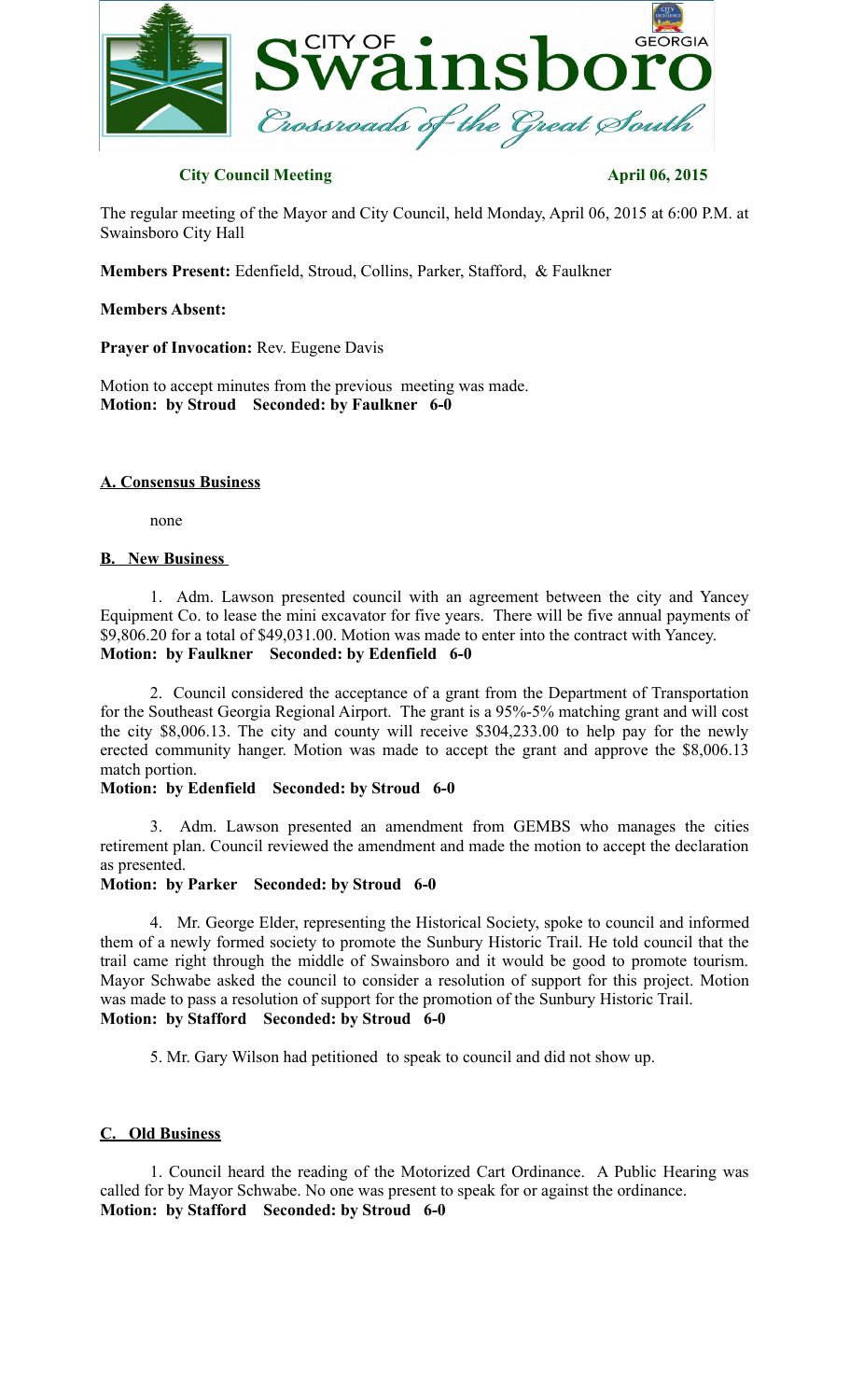# CITY OF Swainsboro GEORGIA

*Crossroads of the Great South*

**City Council Meeting** **April 06, 2015**

The regular meeting of the Mayor and City Council, held Monday, April 06, 2015 at 6:00 P.M. at Swainsboro City Hall

**Members Present:** Edenfield, Stroud, Collins, Parker, Stafford, & Faulkner

**Members Absent:**

**Prayer of Invocation:** Rev. Eugene Davis

Motion to accept minutes from the previous meeting was made.
**Motion: by Stroud Seconded: by Faulkner 6-0**

## A. Consensus Business

none

## B. New Business

1. Adm. Lawson presented council with an agreement between the city and Yancey Equipment Co. to lease the mini excavator for five years. There will be five annual payments of $9,806.20 for a total of $49,031.00. Motion was made to enter into the contract with Yancey.
**Motion: by Faulkner Seconded: by Edenfield 6-0**

2. Council considered the acceptance of a grant from the Department of Transportation for the Southeast Georgia Regional Airport. The grant is a 95%-5% matching grant and will cost the city $8,006.13. The city and county will receive $304,233.00 to help pay for the newly erected community hanger. Motion was made to accept the grant and approve the $8,006.13 match portion.
**Motion: by Edenfield Seconded: by Stroud 6-0**

3. Adm. Lawson presented an amendment from GEMBS who manages the cities retirement plan. Council reviewed the amendment and made the motion to accept the declaration as presented.
**Motion: by Parker Seconded: by Stroud 6-0**

4. Mr. George Elder, representing the Historical Society, spoke to council and informed them of a newly formed society to promote the Sunbury Historic Trail. He told council that the trail came right through the middle of Swainsboro and it would be good to promote tourism. Mayor Schwabe asked the council to consider a resolution of support for this project. Motion was made to pass a resolution of support for the promotion of the Sunbury Historic Trail.
**Motion: by Stafford Seconded: by Stroud 6-0**

5. Mr. Gary Wilson had petitioned to speak to council and did not show up.

## C. Old Business

1. Council heard the reading of the Motorized Cart Ordinance. A Public Hearing was called for by Mayor Schwabe. No one was present to speak for or against the ordinance.
**Motion: by Stafford Seconded: by Stroud 6-0**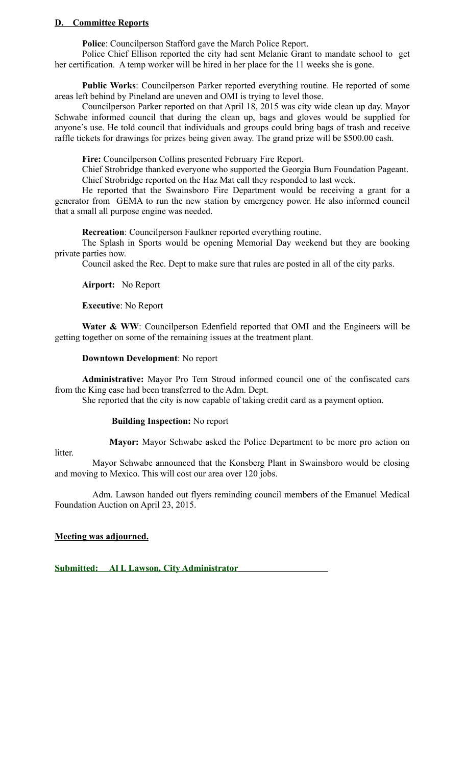## D. Committee Reports

**Police**: Councilperson Stafford gave the March Police Report.

Police Chief Ellison reported the city had sent Melanie Grant to mandate school to get her certification. A temp worker will be hired in her place for the 11 weeks she is gone.

**Public Works**: Councilperson Parker reported everything routine. He reported of some areas left behind by Pineland are uneven and OMI is trying to level those.

Councilperson Parker reported on that April 18, 2015 was city wide clean up day. Mayor Schwabe informed council that during the clean up, bags and gloves would be supplied for anyone's use. He told council that individuals and groups could bring bags of trash and receive raffle tickets for drawings for prizes being given away. The grand prize will be $500.00 cash.

**Fire:** Councilperson Collins presented February Fire Report.

Chief Strobridge thanked everyone who supported the Georgia Burn Foundation Pageant.

Chief Strobridge reported on the Haz Mat call they responded to last week.

He reported that the Swainsboro Fire Department would be receiving a grant for a generator from GEMA to run the new station by emergency power. He also informed council that a small all purpose engine was needed.

**Recreation**: Councilperson Faulkner reported everything routine.

The Splash in Sports would be opening Memorial Day weekend but they are booking private parties now.

Council asked the Rec. Dept to make sure that rules are posted in all of the city parks.

**Airport:** No Report

**Executive**: No Report

**Water & WW**: Councilperson Edenfield reported that OMI and the Engineers will be getting together on some of the remaining issues at the treatment plant.

**Downtown Development**: No report

**Administrative:** Mayor Pro Tem Stroud informed council one of the confiscated cars from the King case had been transferred to the Adm. Dept.

She reported that the city is now capable of taking credit card as a payment option.

**Building Inspection:** No report

**Mayor:** Mayor Schwabe asked the Police Department to be more pro action on litter.

Mayor Schwabe announced that the Konsberg Plant in Swainsboro would be closing and moving to Mexico. This will cost our area over 120 jobs.

Adm. Lawson handed out flyers reminding council members of the Emanuel Medical Foundation Auction on April 23, 2015.

**Meeting was adjourned.**

**Submitted: Al L Lawson, City Administrator**